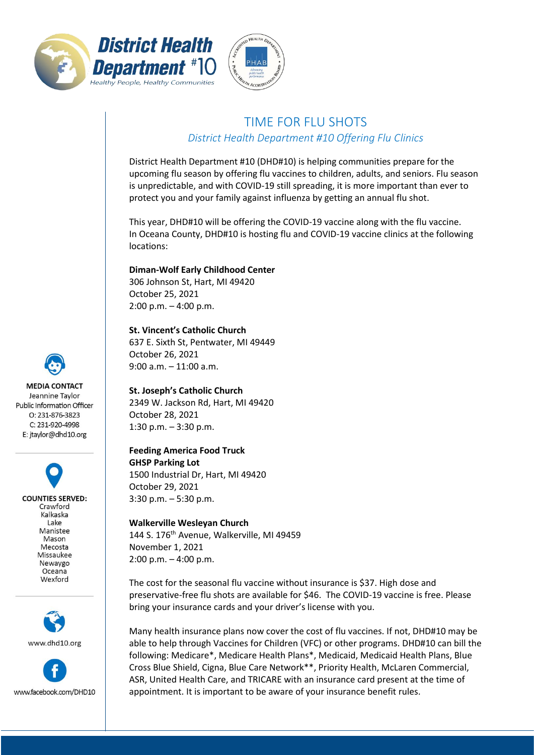District Health Department #10

Healthy People, Healthy Communities

# TIME FOR FLU SHOTS

*District Health Department #10 Offering Flu Clinics*

District Health Department #10 (DHD#10) is helping communities prepare for the upcoming flu season by offering flu vaccines to children, adults, and seniors. Flu season is unpredictable, and with COVID-19 still spreading, it is more important than ever to protect you and your family against influenza by getting an annual flu shot.

This year, DHD#10 will be offering the COVID-19 vaccine along with the flu vaccine. In Oceana County, DHD#10 is hosting flu and COVID-19 vaccine clinics at the following locations:

**Diman-Wolf Early Childhood Center**
306 Johnson St, Hart, MI 49420
October 25, 2021
2:00 p.m. – 4:00 p.m.

**St. Vincent's Catholic Church**
637 E. Sixth St, Pentwater, MI 49449
October 26, 2021
9:00 a.m. – 11:00 a.m.

**St. Joseph's Catholic Church**
2349 W. Jackson Rd, Hart, MI 49420
October 28, 2021
1:30 p.m. – 3:30 p.m.

**Feeding America Food Truck**
**GHSP Parking Lot**
1500 Industrial Dr, Hart, MI 49420
October 29, 2021
3:30 p.m. – 5:30 p.m.

**Walkerville Wesleyan Church**
144 S. 176th Avenue, Walkerville, MI 49459
November 1, 2021
2:00 p.m. – 4:00 p.m.

The cost for the seasonal flu vaccine without insurance is $37. High dose and preservative-free flu shots are available for $46. The COVID-19 vaccine is free. Please bring your insurance cards and your driver's license with you.

Many health insurance plans now cover the cost of flu vaccines. If not, DHD#10 may be able to help through Vaccines for Children (VFC) or other programs. DHD#10 can bill the following: Medicare*, Medicare Health Plans*, Medicaid, Medicaid Health Plans, Blue Cross Blue Shield, Cigna, Blue Care Network**, Priority Health, McLaren Commercial, ASR, United Health Care, and TRICARE with an insurance card present at the time of appointment. It is important to be aware of your insurance benefit rules.

**MEDIA CONTACT**
Jeannine Taylor
Public Information Officer
O: 231-876-3823
C: 231-920-4998
E: jtaylor@dhd10.org

**COUNTIES SERVED:**
Crawford
Kalkaska
Lake
Manistee
Mason
Mecosta
Missaukee
Newaygo
Oceana
Wexford

www.dhd10.org

www.facebook.com/DHD10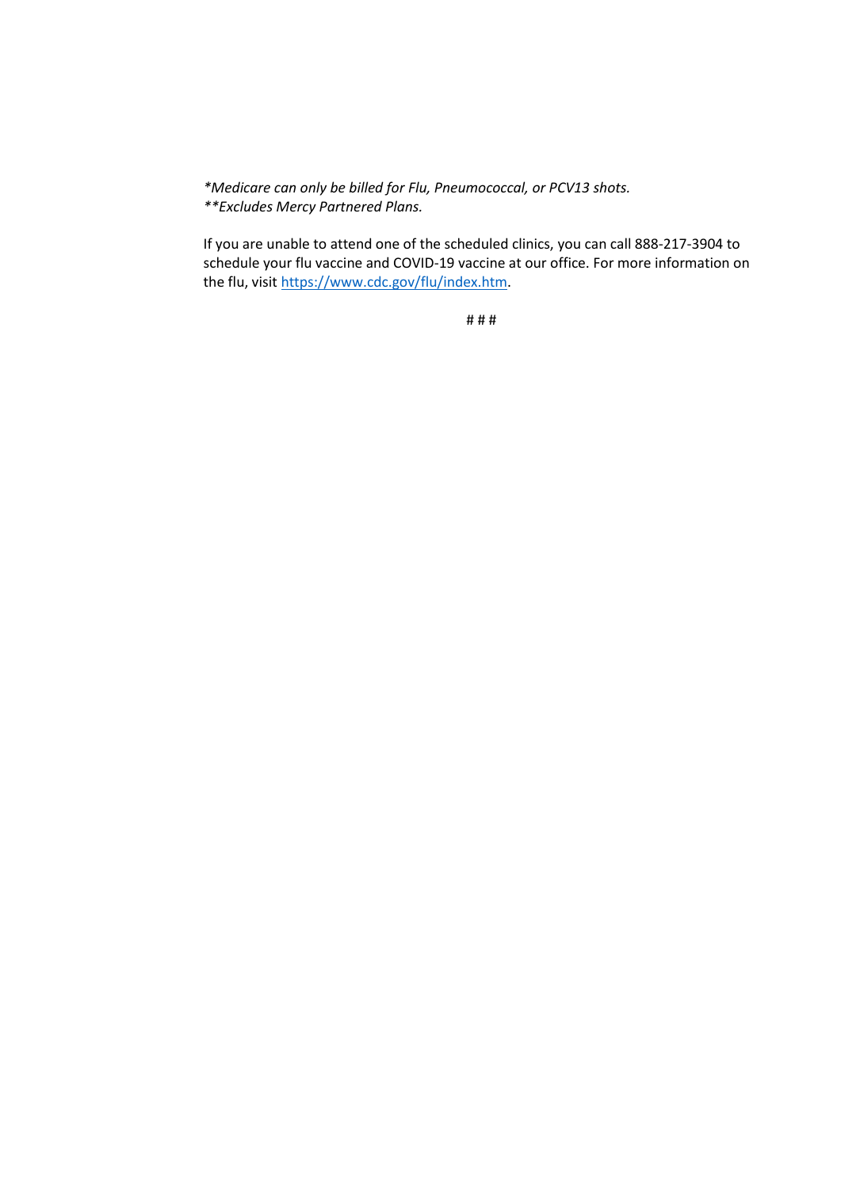*\*Medicare can only be billed for Flu, Pneumococcal, or PCV13 shots.*
*\*\*Excludes Mercy Partnered Plans.*

If you are unable to attend one of the scheduled clinics, you can call 888-217-3904 to schedule your flu vaccine and COVID-19 vaccine at our office. For more information on the flu, visit [https://www.cdc.gov/flu/index.htm](https://www.cdc.gov/flu/index.htm).

# # #